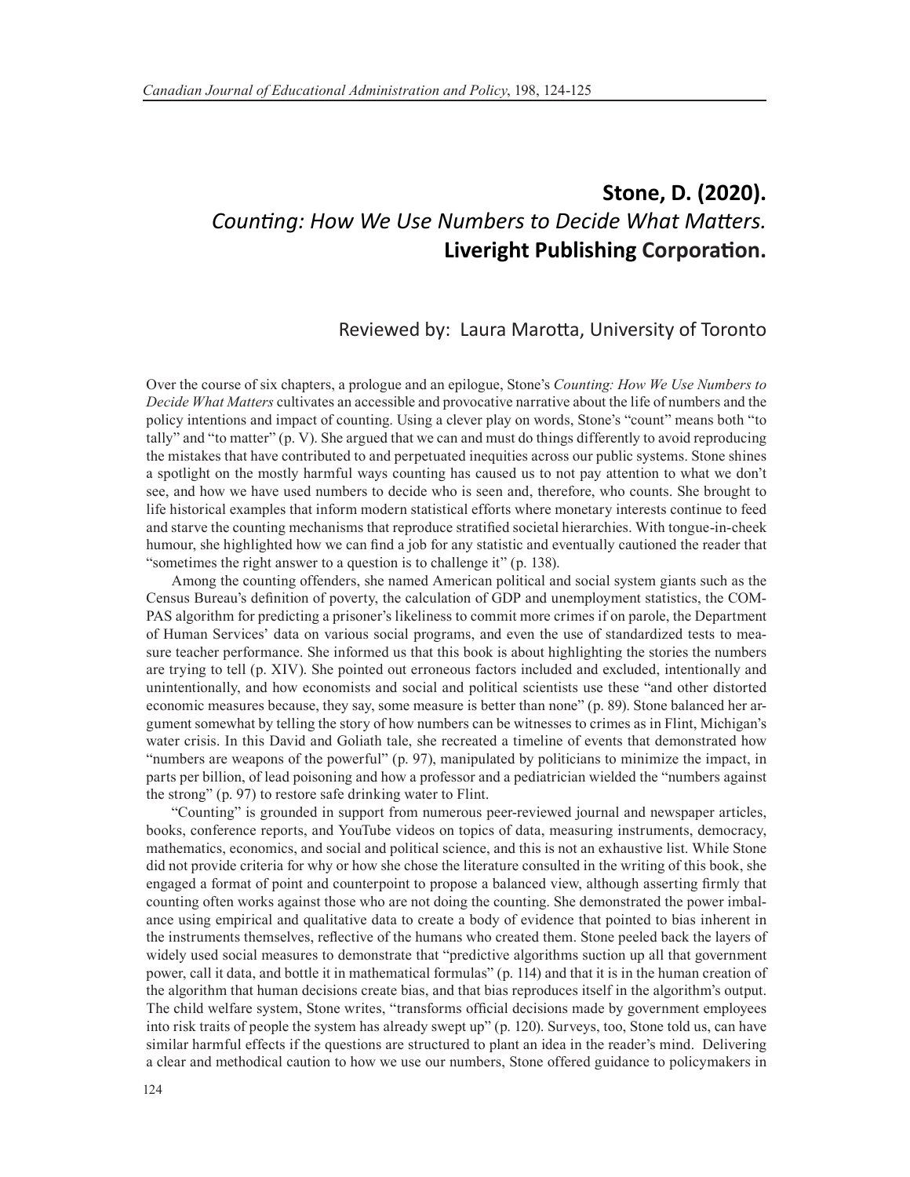# Stone, D. (2020).
## *Counting: How We Use Numbers to Decide What Matters.*
## Liveright Publishing Corporation.

Reviewed by: Laura Marotta, University of Toronto

Over the course of six chapters, a prologue and an epilogue, Stone's *Counting: How We Use Numbers to Decide What Matters* cultivates an accessible and provocative narrative about the life of numbers and the policy intentions and impact of counting. Using a clever play on words, Stone's "count" means both "to tally" and "to matter" (p. V). She argued that we can and must do things differently to avoid reproducing the mistakes that have contributed to and perpetuated inequities across our public systems. Stone shines a spotlight on the mostly harmful ways counting has caused us to not pay attention to what we don't see, and how we have used numbers to decide who is seen and, therefore, who counts. She brought to life historical examples that inform modern statistical efforts where monetary interests continue to feed and starve the counting mechanisms that reproduce stratified societal hierarchies. With tongue-in-cheek humour, she highlighted how we can find a job for any statistic and eventually cautioned the reader that "sometimes the right answer to a question is to challenge it" (p. 138).

Among the counting offenders, she named American political and social system giants such as the Census Bureau's definition of poverty, the calculation of GDP and unemployment statistics, the COMPAS algorithm for predicting a prisoner's likeliness to commit more crimes if on parole, the Department of Human Services' data on various social programs, and even the use of standardized tests to measure teacher performance. She informed us that this book is about highlighting the stories the numbers are trying to tell (p. XIV). She pointed out erroneous factors included and excluded, intentionally and unintentionally, and how economists and social and political scientists use these "and other distorted economic measures because, they say, some measure is better than none" (p. 89). Stone balanced her argument somewhat by telling the story of how numbers can be witnesses to crimes as in Flint, Michigan's water crisis. In this David and Goliath tale, she recreated a timeline of events that demonstrated how "numbers are weapons of the powerful" (p. 97), manipulated by politicians to minimize the impact, in parts per billion, of lead poisoning and how a professor and a pediatrician wielded the "numbers against the strong" (p. 97) to restore safe drinking water to Flint.

"Counting" is grounded in support from numerous peer-reviewed journal and newspaper articles, books, conference reports, and YouTube videos on topics of data, measuring instruments, democracy, mathematics, economics, and social and political science, and this is not an exhaustive list. While Stone did not provide criteria for why or how she chose the literature consulted in the writing of this book, she engaged a format of point and counterpoint to propose a balanced view, although asserting firmly that counting often works against those who are not doing the counting. She demonstrated the power imbalance using empirical and qualitative data to create a body of evidence that pointed to bias inherent in the instruments themselves, reflective of the humans who created them. Stone peeled back the layers of widely used social measures to demonstrate that "predictive algorithms suction up all that government power, call it data, and bottle it in mathematical formulas" (p. 114) and that it is in the human creation of the algorithm that human decisions create bias, and that bias reproduces itself in the algorithm's output. The child welfare system, Stone writes, "transforms official decisions made by government employees into risk traits of people the system has already swept up" (p. 120). Surveys, too, Stone told us, can have similar harmful effects if the questions are structured to plant an idea in the reader's mind. Delivering a clear and methodical caution to how we use our numbers, Stone offered guidance to policymakers in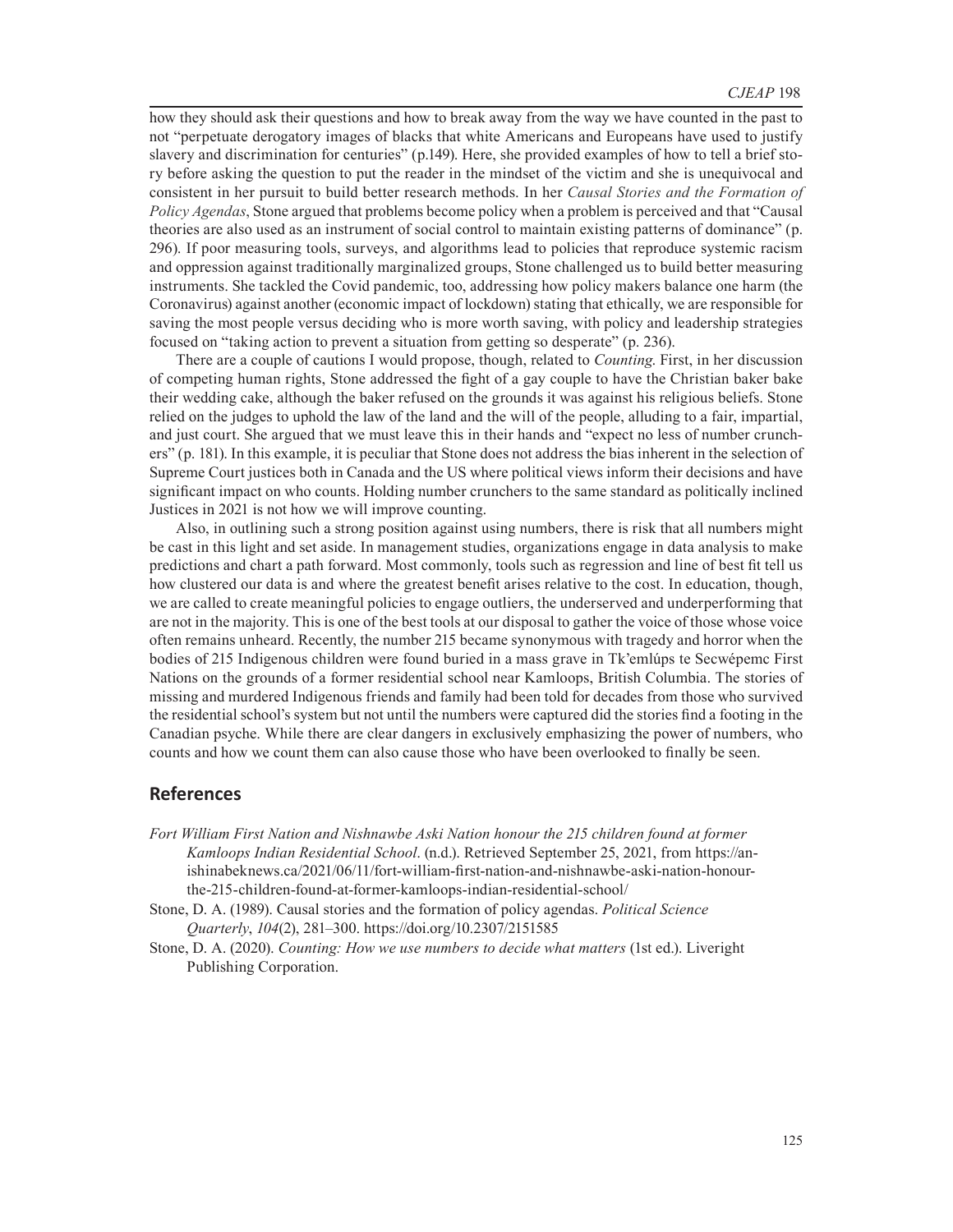how they should ask their questions and how to break away from the way we have counted in the past to not "perpetuate derogatory images of blacks that white Americans and Europeans have used to justify slavery and discrimination for centuries" (p.149). Here, she provided examples of how to tell a brief story before asking the question to put the reader in the mindset of the victim and she is unequivocal and consistent in her pursuit to build better research methods. In her *Causal Stories and the Formation of Policy Agendas*, Stone argued that problems become policy when a problem is perceived and that "Causal theories are also used as an instrument of social control to maintain existing patterns of dominance" (p. 296). If poor measuring tools, surveys, and algorithms lead to policies that reproduce systemic racism and oppression against traditionally marginalized groups, Stone challenged us to build better measuring instruments. She tackled the Covid pandemic, too, addressing how policy makers balance one harm (the Coronavirus) against another (economic impact of lockdown) stating that ethically, we are responsible for saving the most people versus deciding who is more worth saving, with policy and leadership strategies focused on "taking action to prevent a situation from getting so desperate" (p. 236).

There are a couple of cautions I would propose, though, related to *Counting*. First, in her discussion of competing human rights, Stone addressed the fight of a gay couple to have the Christian baker bake their wedding cake, although the baker refused on the grounds it was against his religious beliefs. Stone relied on the judges to uphold the law of the land and the will of the people, alluding to a fair, impartial, and just court. She argued that we must leave this in their hands and "expect no less of number crunchers" (p. 181). In this example, it is peculiar that Stone does not address the bias inherent in the selection of Supreme Court justices both in Canada and the US where political views inform their decisions and have significant impact on who counts. Holding number crunchers to the same standard as politically inclined Justices in 2021 is not how we will improve counting.

Also, in outlining such a strong position against using numbers, there is risk that all numbers might be cast in this light and set aside. In management studies, organizations engage in data analysis to make predictions and chart a path forward. Most commonly, tools such as regression and line of best fit tell us how clustered our data is and where the greatest benefit arises relative to the cost. In education, though, we are called to create meaningful policies to engage outliers, the underserved and underperforming that are not in the majority. This is one of the best tools at our disposal to gather the voice of those whose voice often remains unheard. Recently, the number 215 became synonymous with tragedy and horror when the bodies of 215 Indigenous children were found buried in a mass grave in Tk'emlúps te Secwépemc First Nations on the grounds of a former residential school near Kamloops, British Columbia. The stories of missing and murdered Indigenous friends and family had been told for decades from those who survived the residential school's system but not until the numbers were captured did the stories find a footing in the Canadian psyche. While there are clear dangers in exclusively emphasizing the power of numbers, who counts and how we count them can also cause those who have been overlooked to finally be seen.

## References

*Fort William First Nation and Nishnawbe Aski Nation honour the 215 children found at former Kamloops Indian Residential School*. (n.d.). Retrieved September 25, 2021, from https://anishinabeknews.ca/2021/06/11/fort-william-first-nation-and-nishnawbe-aski-nation-honour-the-215-children-found-at-former-kamloops-indian-residential-school/

Stone, D. A. (1989). Causal stories and the formation of policy agendas. *Political Science Quarterly*, *104*(2), 281–300. https://doi.org/10.2307/2151585

Stone, D. A. (2020). *Counting: How we use numbers to decide what matters* (1st ed.). Liveright Publishing Corporation.